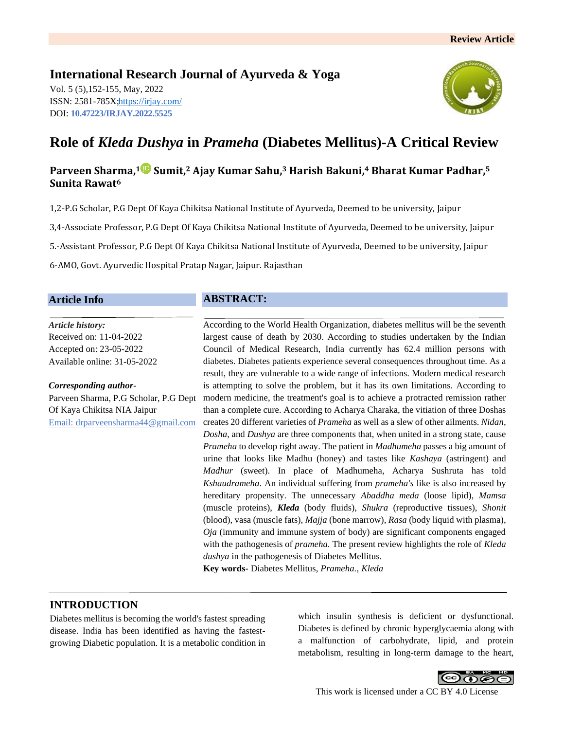Review Article

## International Research Journal of Ayurveda & Yoga

Vol. 5 (5),152-155, May, 2022
ISSN: 2581-785X;https://irjay.com/
DOI: **10.47223/IRJAY.2022.5525**

# Role of *Kleda Dushya* in *Prameha* (Diabetes Mellitus)-A Critical Review

**Parveen Sharma,[1] Sumit,[2] Ajay Kumar Sahu,[3] Harish Bakuni,[4] Bharat Kumar Padhar,[5] Sunita Rawat[6]**

1,2-P.G Scholar, P.G Dept Of Kaya Chikitsa National Institute of Ayurveda, Deemed to be university, Jaipur

3,4-Associate Professor, P.G Dept Of Kaya Chikitsa National Institute of Ayurveda, Deemed to be university, Jaipur

5.-Assistant Professor, P.G Dept Of Kaya Chikitsa National Institute of Ayurveda, Deemed to be university, Jaipur

6-AMO, Govt. Ayurvedic Hospital Pratap Nagar, Jaipur. Rajasthan

## Article Info

***Article history:***
Received on: 11-04-2022
Accepted on: 23-05-2022
Available online: 31-05-2022

***Corresponding author-***
Parveen Sharma, P.G Scholar, P.G Dept Of Kaya Chikitsa NIA Jaipur
Email: drparveensharma44@gmail.com

## ABSTRACT:

According to the World Health Organization, diabetes mellitus will be the seventh largest cause of death by 2030. According to studies undertaken by the Indian Council of Medical Research, India currently has 62.4 million persons with diabetes. Diabetes patients experience several consequences throughout time. As a result, they are vulnerable to a wide range of infections. Modern medical research is attempting to solve the problem, but it has its own limitations. According to modern medicine, the treatment's goal is to achieve a protracted remission rather than a complete cure. According to Acharya Charaka, the vitiation of three Doshas creates 20 different varieties of *Prameha* as well as a slew of other ailments. *Nidan*, *Dosha*, and *Dushya* are three components that, when united in a strong state, cause *Prameha* to develop right away. The patient in *Madhumeha* passes a big amount of urine that looks like Madhu (honey) and tastes like *Kashaya* (astringent) and *Madhur* (sweet). In place of Madhumeha, Acharya Sushruta has told *Kshaudrameha*. An individual suffering from *prameha's* like is also increased by hereditary propensity. The unnecessary *Abaddha meda* (loose lipid), *Mamsa* (muscle proteins), ***Kleda*** (body fluids), *Shukra* (reproductive tissues), *Shonit* (blood), vasa (muscle fats), *Majja* (bone marrow), *Rasa* (body liquid with plasma), *Oja* (immunity and immune system of body) are significant components engaged with the pathogenesis of *prameha.* The present review highlights the role of *Kleda dushya* in the pathogenesis of Diabetes Mellitus.

**Key words-** Diabetes Mellitus, *Prameha.*, *Kleda*

## INTRODUCTION

Diabetes mellitus is becoming the world's fastest spreading disease. India has been identified as having the fastest-growing Diabetic population. It is a metabolic condition in which insulin synthesis is deficient or dysfunctional. Diabetes is defined by chronic hyperglycaemia along with a malfunction of carbohydrate, lipid, and protein metabolism, resulting in long-term damage to the heart,

This work is licensed under a CC BY 4.0 License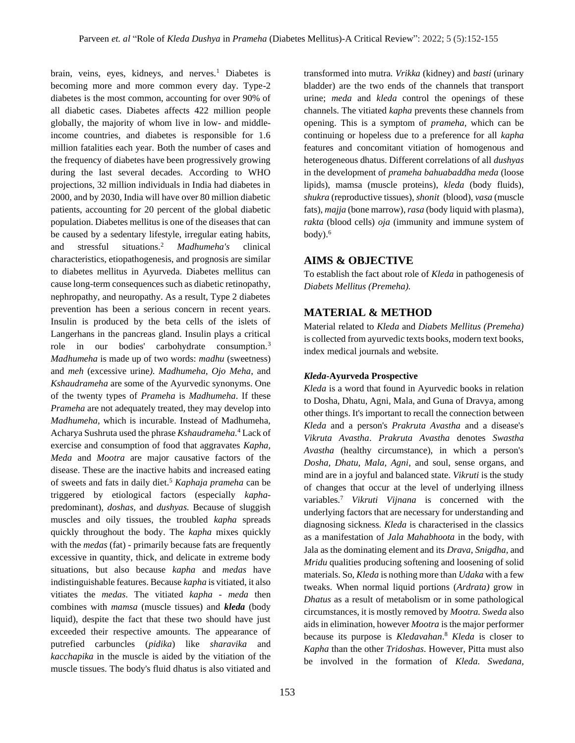brain, veins, eyes, kidneys, and nerves.[1] Diabetes is becoming more and more common every day. Type-2 diabetes is the most common, accounting for over 90% of all diabetic cases. Diabetes affects 422 million people globally, the majority of whom live in low- and middle-income countries, and diabetes is responsible for 1.6 million fatalities each year. Both the number of cases and the frequency of diabetes have been progressively growing during the last several decades. According to WHO projections, 32 million individuals in India had diabetes in 2000, and by 2030, India will have over 80 million diabetic patients, accounting for 20 percent of the global diabetic population. Diabetes mellitus is one of the diseases that can be caused by a sedentary lifestyle, irregular eating habits, and stressful situations.[2] *Madhumeha's* clinical characteristics, etiopathogenesis, and prognosis are similar to diabetes mellitus in Ayurveda. Diabetes mellitus can cause long-term consequences such as diabetic retinopathy, nephropathy, and neuropathy. As a result, Type 2 diabetes prevention has been a serious concern in recent years. Insulin is produced by the beta cells of the islets of Langerhans in the pancreas gland. Insulin plays a critical role in our bodies' carbohydrate consumption.[3] *Madhumeha* is made up of two words: *madhu* (sweetness) and *meh* (excessive urine*). Madhumeha*, *Ojo Meha*, and *Kshaudrameha* are some of the Ayurvedic synonyms. One of the twenty types of *Prameha* is *Madhumeha*. If these *Prameha* are not adequately treated, they may develop into *Madhumeha*, which is incurable. Instead of Madhumeha, Acharya Sushruta used the phrase *Kshaudrameha.*[4] Lack of exercise and consumption of food that aggravates *Kapha, Meda* and *Mootra* are major causative factors of the disease. These are the inactive habits and increased eating of sweets and fats in daily diet.[5] *Kaphaja prameha* can be triggered by etiological factors (especially *kapha*-predominant), *doshas,* and *dushyas.* Because of sluggish muscles and oily tissues, the troubled *kapha* spreads quickly throughout the body. The *kapha* mixes quickly with the *medas* (fat) - primarily because fats are frequently excessive in quantity, thick, and delicate in extreme body situations, but also because *kapha* and *medas* have indistinguishable features. Because *kapha* is vitiated, it also vitiates the *medas*. The vitiated *kapha* - *meda* then combines with *mamsa* (muscle tissues) and ***kleda*** (body liquid), despite the fact that these two should have just exceeded their respective amounts. The appearance of putrefied carbuncles (*pidika*) like *sharavika* and *kacchapika* in the muscle is aided by the vitiation of the muscle tissues. The body's fluid dhatus is also vitiated and transformed into mutra. *Vrikka* (kidney) and *basti* (urinary bladder) are the two ends of the channels that transport urine; *meda* and *kleda* control the openings of these channels. The vitiated *kapha* prevents these channels from opening. This is a symptom of *prameha*, which can be continuing or hopeless due to a preference for all *kapha* features and concomitant vitiation of homogenous and heterogeneous dhatus. Different correlations of all *dushyas* in the development of *prameha bahuabaddha meda* (loose lipids), mamsa (muscle proteins), *kleda* (body fluids), *shukra* (reproductive tissues), *shonit* (blood), *vasa* (muscle fats), *majja* (bone marrow), *rasa* (body liquid with plasma), *rakta* (blood cells) *oja* (immunity and immune system of body).[6]

## AIMS & OBJECTIVE

To establish the fact about role of *Kleda* in pathogenesis of *Diabets Mellitus (Premeha).*

## MATERIAL & METHOD

Material related to *Kleda* and *Diabets Mellitus (Premeha)* is collected from ayurvedic texts books, modern text books, index medical journals and website.

#### *Kleda*-Ayurveda Prospective

*Kleda* is a word that found in Ayurvedic books in relation to Dosha, Dhatu, Agni, Mala, and Guna of Dravya, among other things. It's important to recall the connection between *Kleda* and a person's *Prakruta Avastha* and a disease's *Vikruta Avastha*. *Prakruta Avastha* denotes *Swastha Avastha* (healthy circumstance), in which a person's *Dosha, Dhatu, Mala, Agni*, and soul, sense organs, and mind are in a joyful and balanced state. *Vikruti* is the study of changes that occur at the level of underlying illness variables.[7] *Vikruti Vijnana* is concerned with the underlying factors that are necessary for understanding and diagnosing sickness*. Kleda* is characterised in the classics as a manifestation of *Jala Mahabhoota* in the body, with Jala as the dominating element and its *Drava, Snigdha*, and *Mridu* qualities producing softening and loosening of solid materials. So, *Kleda* is nothing more than *Udaka* with a few tweaks. When normal liquid portions (*Ardrata)* grow in *Dhatus* as a result of metabolism or in some pathological circumstances, it is mostly removed by *Mootra. Sweda* also aids in elimination, however *Mootra* is the major performer because its purpose is *Kledavahan*.[8] *Kleda* is closer to *Kapha* than the other *Tridoshas*. However, Pitta must also be involved in the formation of *Kleda. Swedana,*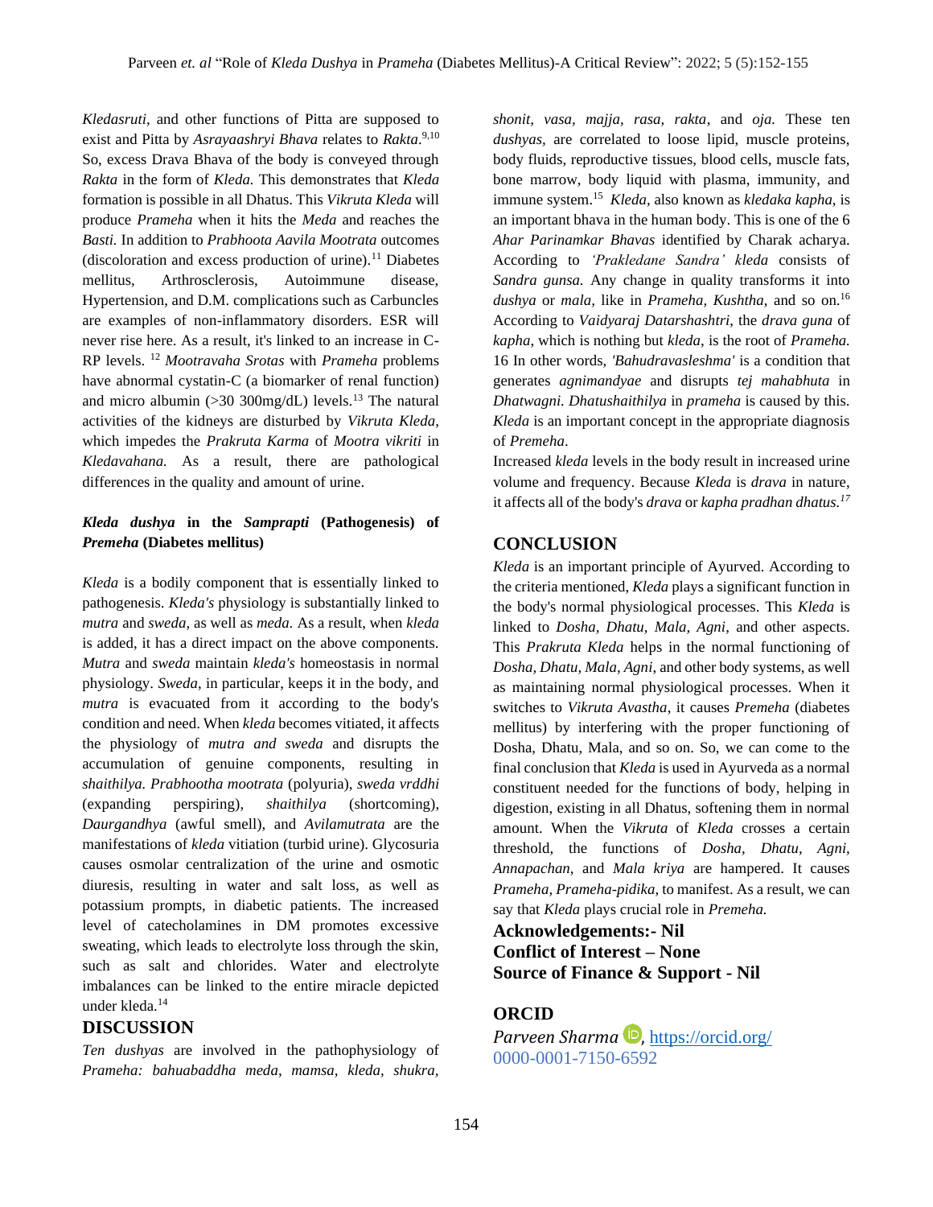*Kledasruti*, and other functions of Pitta are supposed to exist and Pitta by *Asrayaashryi Bhava* relates to *Rakta*.[9,10] So, excess Drava Bhava of the body is conveyed through *Rakta* in the form of *Kleda.* This demonstrates that *Kleda* formation is possible in all Dhatus. This *Vikruta Kleda* will produce *Prameha* when it hits the *Meda* and reaches the *Basti.* In addition to *Prabhoota Aavila Mootrata* outcomes (discoloration and excess production of urine).[11] Diabetes mellitus, Arthrosclerosis, Autoimmune disease, Hypertension, and D.M. complications such as Carbuncles are examples of non-inflammatory disorders. ESR will never rise here. As a result, it's linked to an increase in C-RP levels. [12] *Mootravaha Srotas* with *Prameha* problems have abnormal cystatin-C (a biomarker of renal function) and micro albumin (>30 300mg/dL) levels.[13] The natural activities of the kidneys are disturbed by *Vikruta Kleda,* which impedes the *Prakruta Karma* of *Mootra vikriti* in *Kledavahana.* As a result, there are pathological differences in the quality and amount of urine.

### *Kleda dushya* in the *Samprapti* (Pathogenesis) of *Premeha* (Diabetes mellitus)

*Kleda* is a bodily component that is essentially linked to pathogenesis. *Kleda's* physiology is substantially linked to *mutra* and *sweda,* as well as *meda*. As a result, when *kleda* is added, it has a direct impact on the above components. *Mutra* and *sweda* maintain *kleda's* homeostasis in normal physiology. *Sweda*, in particular, keeps it in the body, and *mutra* is evacuated from it according to the body's condition and need. When *kleda* becomes vitiated, it affects the physiology of *mutra and sweda* and disrupts the accumulation of genuine components, resulting in *shaithilya. Prabhootha mootrata* (polyuria), *sweda vrddhi* (expanding perspiring), *shaithilya* (shortcoming), *Daurgandhya* (awful smell), and *Avilamutrata* are the manifestations of *kleda* vitiation (turbid urine). Glycosuria causes osmolar centralization of the urine and osmotic diuresis, resulting in water and salt loss, as well as potassium prompts, in diabetic patients. The increased level of catecholamines in DM promotes excessive sweating, which leads to electrolyte loss through the skin, such as salt and chlorides. Water and electrolyte imbalances can be linked to the entire miracle depicted under kleda.[14]

## DISCUSSION

*Ten dushyas* are involved in the pathophysiology of *Prameha: bahuabaddha meda, mamsa, kleda, shukra, shonit, vasa, majja, rasa, rakta,* and *oja.* These ten *dushyas,* are correlated to loose lipid, muscle proteins, body fluids, reproductive tissues, blood cells, muscle fats, bone marrow, body liquid with plasma, immunity, and immune system.[15] *Kleda,* also known as *kledaka kapha*, is an important bhava in the human body. This is one of the 6 *Ahar Parinamkar Bhavas* identified by Charak acharya. According to *'Prakledane Sandra' kleda* consists of *Sandra gunsa.* Any change in quality transforms it into *dushya* or *mala,* like in *Prameha, Kushtha,* and so on.[16] According to *Vaidyaraj Datarshashtri,* the *drava guna* of *kapha*, which is nothing but *kleda,* is the root of *Prameha.* 16 In other words, *'Bahudravasleshma'* is a condition that generates *agnimandyae* and disrupts *tej mahabhuta* in *Dhatwagni. Dhatushaithilya* in *prameha* is caused by this. *Kleda* is an important concept in the appropriate diagnosis of *Premeha*.

Increased *kleda* levels in the body result in increased urine volume and frequency. Because *Kleda* is *drava* in nature, it affects all of the body's *drava* or *kapha pradhan dhatus.*[17]

## CONCLUSION

*Kleda* is an important principle of Ayurved. According to the criteria mentioned, *Kleda* plays a significant function in the body's normal physiological processes. This *Kleda* is linked to *Dosha, Dhatu, Mala, Agni*, and other aspects. This *Prakruta Kleda* helps in the normal functioning of *Dosha, Dhatu, Mala, Agni,* and other body systems, as well as maintaining normal physiological processes. When it switches to *Vikruta Avastha*, it causes *Premeha* (diabetes mellitus) by interfering with the proper functioning of Dosha, Dhatu, Mala, and so on. So, we can come to the final conclusion that *Kleda* is used in Ayurveda as a normal constituent needed for the functions of body, helping in digestion, existing in all Dhatus, softening them in normal amount. When the *Vikruta* of *Kleda* crosses a certain threshold, the functions of *Dosha, Dhatu, Agni, Annapachan*, and *Mala kriya* are hampered. It causes *Prameha, Prameha-pidika,* to manifest. As a result, we can say that *Kleda* plays crucial role in *Premeha.*

**Acknowledgements:- Nil**

**Conflict of Interest – None**

**Source of Finance & Support - Nil**

## ORCID

*Parveen Sharma*, https://orcid.org/0000-0001-7150-6592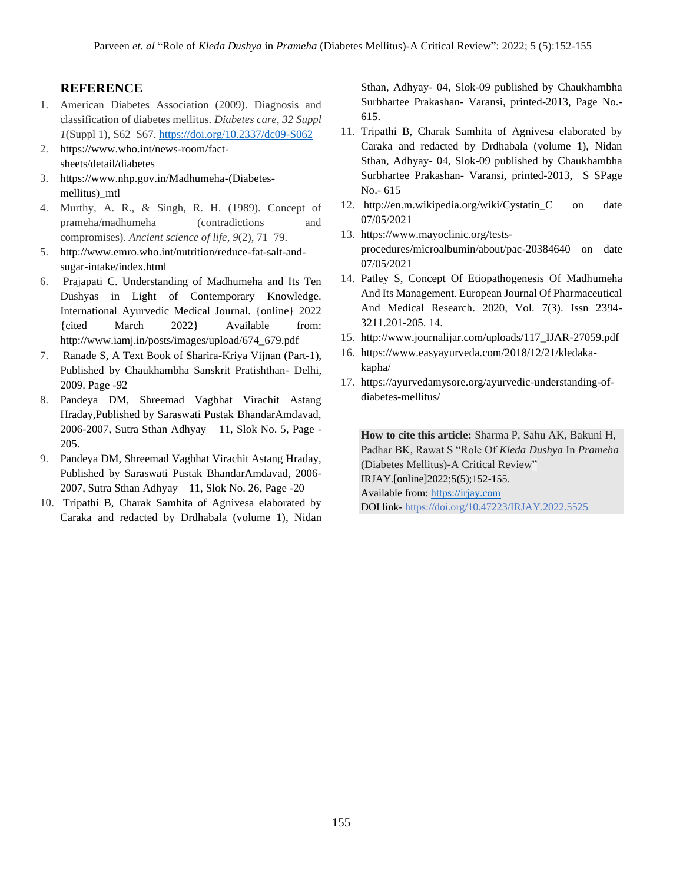## REFERENCE

1. American Diabetes Association (2009). Diagnosis and classification of diabetes mellitus. *Diabetes care*, *32 Suppl 1*(Suppl 1), S62–S67. https://doi.org/10.2337/dc09-S062
2. https://www.who.int/news-room/fact-sheets/detail/diabetes
3. https://www.nhp.gov.in/Madhumeha-(Diabetes-mellitus)_mtl
4. Murthy, A. R., & Singh, R. H. (1989). Concept of prameha/madhumeha (contradictions and compromises). *Ancient science of life*, *9*(2), 71–79.
5. http://www.emro.who.int/nutrition/reduce-fat-salt-and-sugar-intake/index.html
6. Prajapati C. Understanding of Madhumeha and Its Ten Dushyas in Light of Contemporary Knowledge. International Ayurvedic Medical Journal. {online} 2022 {cited March 2022} Available from: http://www.iamj.in/posts/images/upload/674_679.pdf
7. Ranade S, A Text Book of Sharira-Kriya Vijnan (Part-1), Published by Chaukhambha Sanskrit Pratishthan- Delhi, 2009. Page -92
8. Pandeya DM, Shreemad Vagbhat Virachit Astang Hraday,Published by Saraswati Pustak BhandarAmdavad, 2006-2007, Sutra Sthan Adhyay – 11, Slok No. 5, Page -205.
9. Pandeya DM, Shreemad Vagbhat Virachit Astang Hraday, Published by Saraswati Pustak BhandarAmdavad, 2006-2007, Sutra Sthan Adhyay – 11, Slok No. 26, Page -20
10. Tripathi B, Charak Samhita of Agnivesa elaborated by Caraka and redacted by Drdhabala (volume 1), Nidan Sthan, Adhyay- 04, Slok-09 published by Chaukhambha Surbhartee Prakashan- Varansi, printed-2013, Page No.-615.
11. Tripathi B, Charak Samhita of Agnivesa elaborated by Caraka and redacted by Drdhabala (volume 1), Nidan Sthan, Adhyay- 04, Slok-09 published by Chaukhambha Surbhartee Prakashan- Varansi, printed-2013, S SPage No.- 615
12. http://en.m.wikipedia.org/wiki/Cystatin_C on date 07/05/2021
13. https://www.mayoclinic.org/tests-procedures/microalbumin/about/pac-20384640 on date 07/05/2021
14. Patley S, Concept Of Etiopathogenesis Of Madhumeha And Its Management. European Journal Of Pharmaceutical And Medical Research. 2020, Vol. 7(3). Issn 2394-3211.201-205. 14.
15. http://www.journalijar.com/uploads/117_IJAR-27059.pdf
16. https://www.easyayurveda.com/2018/12/21/kledaka-kapha/
17. https://ayurvedamysore.org/ayurvedic-understanding-of-diabetes-mellitus/

**How to cite this article:** Sharma P, Sahu AK, Bakuni H, Padhar BK, Rawat S "Role Of *Kleda Dushya* In *Prameha* (Diabetes Mellitus)-A Critical Review"
IRJAY.[online]2022;5(5);152-155.
Available from: https://irjay.com
DOI link- https://doi.org/10.47223/IRJAY.2022.5525